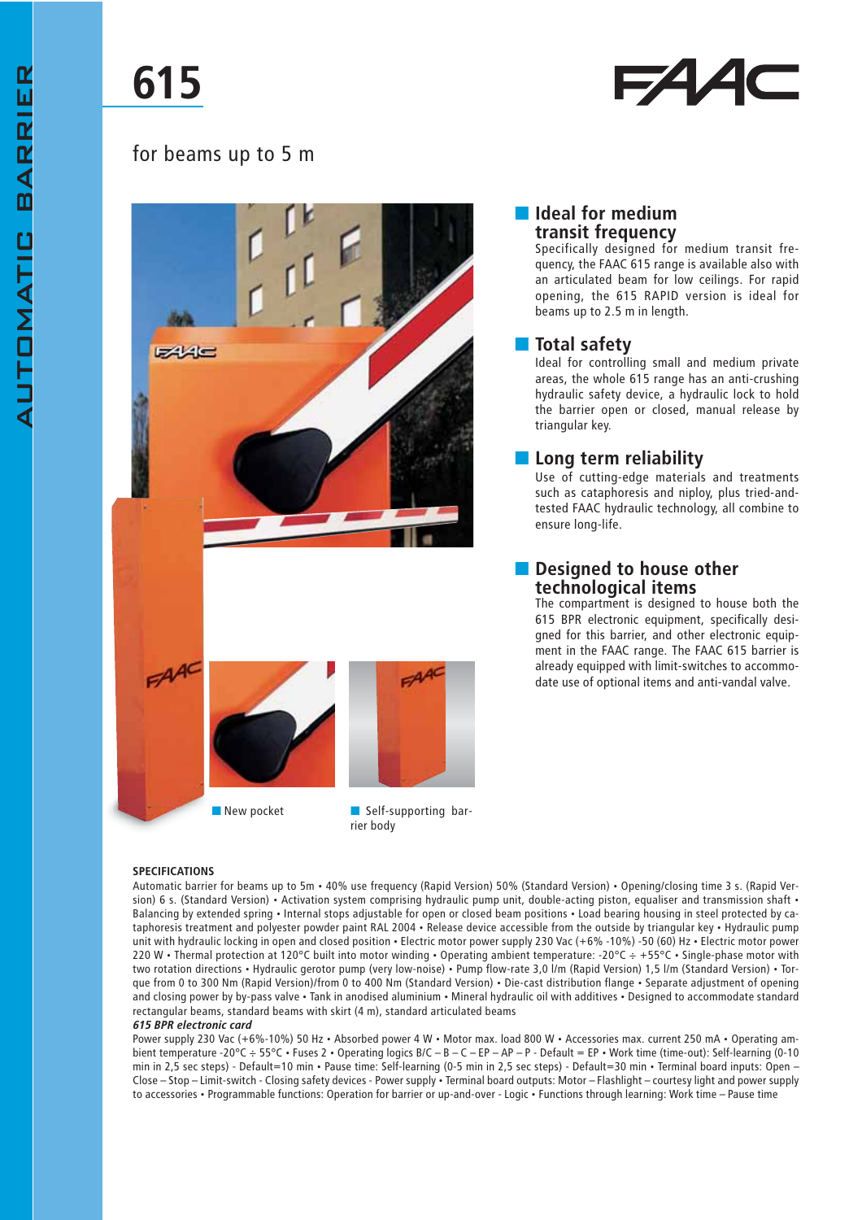# 615

for beams up to 5 m

## Ideal for medium transit frequency

Specifically designed for medium transit frequency, the FAAC 615 range is available also with an articulated beam for low ceilings. For rapid opening, the 615 RAPID version is ideal for beams up to 2.5 m in length.

## Total safety

Ideal for controlling small and medium private areas, the whole 615 range has an anti-crushing hydraulic safety device, a hydraulic lock to hold the barrier open or closed, manual release by triangular key.

## Long term reliability

Use of cutting-edge materials and treatments such as cataphoresis and niploy, plus tried-and-tested FAAC hydraulic technology, all combine to ensure long-life.

## Designed to house other technological items

The compartment is designed to house both the 615 BPR electronic equipment, specifically designed for this barrier, and other electronic equipment in the FAAC range. The FAAC 615 barrier is already equipped with limit-switches to accommodate use of optional items and anti-vandal valve.

New pocket

Self-supporting barrier body

**SPECIFICATIONS**

Automatic barrier for beams up to 5m • 40% use frequency (Rapid Version) 50% (Standard Version) • Opening/closing time 3 s. (Rapid Version) 6 s. (Standard Version) • Activation system comprising hydraulic pump unit, double-acting piston, equaliser and transmission shaft • Balancing by extended spring • Internal stops adjustable for open or closed beam positions • Load bearing housing in steel protected by cataphoresis treatment and polyester powder paint RAL 2004 • Release device accessible from the outside by triangular key • Hydraulic pump unit with hydraulic locking in open and closed position • Electric motor power supply 230 Vac (+6% -10%) -50 (60) Hz • Electric motor power 220 W • Thermal protection at 120°C built into motor winding • Operating ambient temperature: -20°C ÷ +55°C • Single-phase motor with two rotation directions • Hydraulic gerotor pump (very low-noise) • Pump flow-rate 3,0 l/m (Rapid Version) 1,5 l/m (Standard Version) • Torque from 0 to 300 Nm (Rapid Version)/from 0 to 400 Nm (Standard Version) • Die-cast distribution flange • Separate adjustment of opening and closing power by by-pass valve • Tank in anodised aluminium • Mineral hydraulic oil with additives • Designed to accommodate standard rectangular beams, standard beams with skirt (4 m), standard articulated beams

***615 BPR electronic card***

Power supply 230 Vac (+6%-10%) 50 Hz • Absorbed power 4 W • Motor max. load 800 W • Accessories max. current 250 mA • Operating ambient temperature -20°C ÷ 55°C • Fuses 2 • Operating logics B/C – B – C – EP – AP – P - Default = EP • Work time (time-out): Self-learning (0-10 min in 2,5 sec steps) - Default=10 min • Pause time: Self-learning (0-5 min in 2,5 sec steps) - Default=30 min • Terminal board inputs: Open – Close – Stop – Limit-switch - Closing safety devices - Power supply • Terminal board outputs: Motor – Flashlight – courtesy light and power supply to accessories • Programmable functions: Operation for barrier or up-and-over - Logic • Functions through learning: Work time – Pause time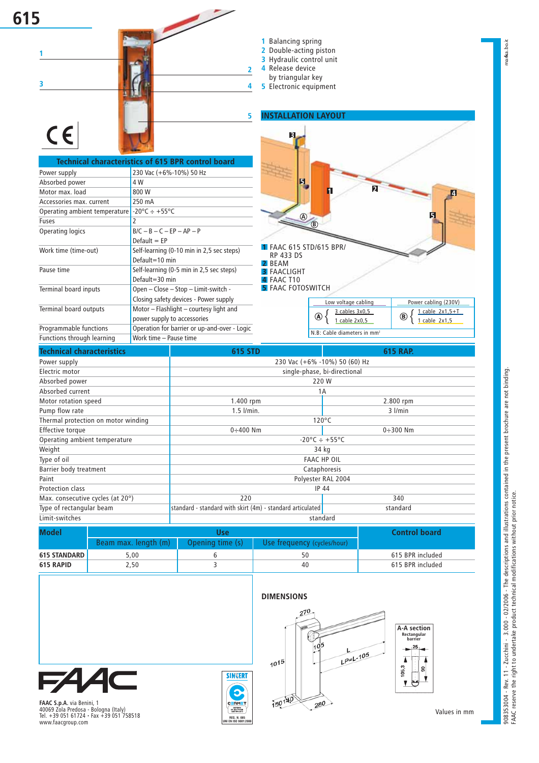# 615

1 Balancing spring
2 Double-acting piston
3 Hydraulic control unit
4 Release device by triangular key
5 Electronic equipment

## Technical characteristics of 615 BPR control board

| | |
|---|---|
| Power supply | 230 Vac (+6%-10%) 50 Hz |
| Absorbed power | 4 W |
| Motor max. load | 800 W |
| Accessories max. current | 250 mA |
| Operating ambient temperature | -20°C ÷ +55°C |
| Fuses | 2 |
| Operating logics | B/C – B – C – EP – AP – P Default = EP |
| Work time (time-out) | Self-learning (0-10 min in 2,5 sec steps) Default=10 min |
| Pause time | Self-learning (0-5 min in 2,5 sec steps) Default=30 min |
| Terminal board inputs | Open – Close – Stop – Limit-switch - Closing safety devices - Power supply |
| Terminal board outputs | Motor – Flashlight – courtesy light and power supply to accessories |
| Programmable functions | Operation for barrier or up-and-over - Logic |
| Functions through learning | Work time – Pause time |

## INSTALLATION LAYOUT

1 FAAC 615 STD/615 BPR/ RP 433 DS
2 BEAM
3 FAACLIGHT
4 FAAC T10
5 FAAC FOTOSWITCH

| Low voltage cabling | Power cabling (230V) |
|---|---|
| Ⓐ 3 cables 3x0,5; 1 cable 2x0,5 | Ⓑ 1 cable 2x1,5+T; 1 cable 2x1,5 |

N.B: Cable diameters in mm²

| Technical characteristics | 615 STD | 615 RAP. |
|---|---|---|
| Power supply | 230 Vac (+6% -10%) 50 (60) Hz | |
| Electric motor | single-phase, bi-directional | |
| Absorbed power | 220 W | |
| Absorbed current | 1A | |
| Motor rotation speed | 1.400 rpm | 2.800 rpm |
| Pump flow rate | 1.5 l/min. | 3 l/min |
| Thermal protection on motor winding | 120°C | |
| Effective torque | 0÷400 Nm | 0÷300 Nm |
| Operating ambient temperature | -20°C ÷ +55°C | |
| Weight | 34 kg | |
| Type of oil | FAAC HP OIL | |
| Barrier body treatment | Cataphoresis | |
| Paint | Polyester RAL 2004 | |
| Protection class | IP 44 | |
| Max. consecutive cycles (at 20°) | 220 | 340 |
| Type of rectangular beam | standard - standard with skirt (4m) - standard articulated | standard |
| Limit-switches | standard | |

| Model | Use | | | Control board |
|---|---|---|---|---|
| | Beam max. length (m) | Opening time (s) | Use frequency (cycles/hour) | |
| **615 STANDARD** | 5,00 | 6 | 50 | 615 BPR included |
| **615 RAPID** | 2,50 | 3 | 40 | 615 BPR included |

## DIMENSIONS

270
105
1015
L
LP=L-105
150
140
280

A-A section
Rectangular barrier
25
105,3
90

Values in mm

**FAAC S.p.A.** via Benini, 1
40069 Zola Predosa - Bologna (Italy)
Tel. +39 051 61724 • Fax +39 051 758518
www.faacgroup.com

SINCERT
CERMET
REG. N. 085
UNI EN ISO 9001:2000

908353004 - Rev. 11 - Zucchini - 3.000 - 02/2006 - The descriptions and illustrations contained in the present brochure are not binding. FAAC reserve the right to undertake product technical modifications without prior notice.